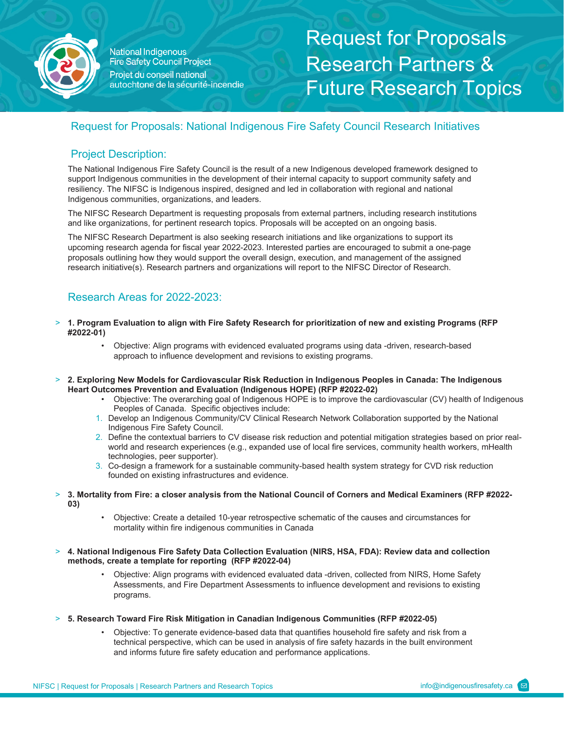National Indigenous Fire Safety Council Project

Projet du conseil national autochtone de la sécurité-incendie

# Request for Proposals Research Partners & Future Research Topics

## Request for Proposals: National Indigenous Fire Safety Council Research Initiatives

## Project Description:

The National Indigenous Fire Safety Council is the result of a new Indigenous developed framework designed to support Indigenous communities in the development of their internal capacity to support community safety and resiliency. The NIFSC is Indigenous inspired, designed and led in collaboration with regional and national Indigenous communities, organizations, and leaders.

The NIFSC Research Department is requesting proposals from external partners, including research institutions and like organizations, for pertinent research topics. Proposals will be accepted on an ongoing basis.

The NIFSC Research Department is also seeking research initiations and like organizations to support its upcoming research agenda for fiscal year 2022-2023. Interested parties are encouraged to submit a one-page proposals outlining how they would support the overall design, execution, and management of the assigned research initiative(s). Research partners and organizations will report to the NIFSC Director of Research.

## Research Areas for 2022-2023:

**1. Program Evaluation to align with Fire Safety Research for prioritization of new and existing Programs (RFP #2022-01)**

- Objective: Align programs with evidenced evaluated programs using data -driven, research-based approach to influence development and revisions to existing programs.

**2. Exploring New Models for Cardiovascular Risk Reduction in Indigenous Peoples in Canada: The Indigenous Heart Outcomes Prevention and Evaluation (Indigenous HOPE) (RFP #2022-02)**

- Objective: The overarching goal of Indigenous HOPE is to improve the cardiovascular (CV) health of Indigenous Peoples of Canada. Specific objectives include:

1. Develop an Indigenous Community/CV Clinical Research Network Collaboration supported by the National Indigenous Fire Safety Council.
2. Define the contextual barriers to CV disease risk reduction and potential mitigation strategies based on prior real-world and research experiences (e.g., expanded use of local fire services, community health workers, mHealth technologies, peer supporter).
3. Co-design a framework for a sustainable community-based health system strategy for CVD risk reduction founded on existing infrastructures and evidence.

**3. Mortality from Fire: a closer analysis from the National Council of Corners and Medical Examiners (RFP #2022-03)**

- Objective: Create a detailed 10-year retrospective schematic of the causes and circumstances for mortality within fire indigenous communities in Canada

**4. National Indigenous Fire Safety Data Collection Evaluation (NIRS, HSA, FDA): Review data and collection methods, create a template for reporting (RFP #2022-04)**

- Objective: Align programs with evidenced evaluated data -driven, collected from NIRS, Home Safety Assessments, and Fire Department Assessments to influence development and revisions to existing programs.

**5. Research Toward Fire Risk Mitigation in Canadian Indigenous Communities (RFP #2022-05)**

- Objective: To generate evidence-based data that quantifies household fire safety and risk from a technical perspective, which can be used in analysis of fire safety hazards in the built environment and informs future fire safety education and performance applications.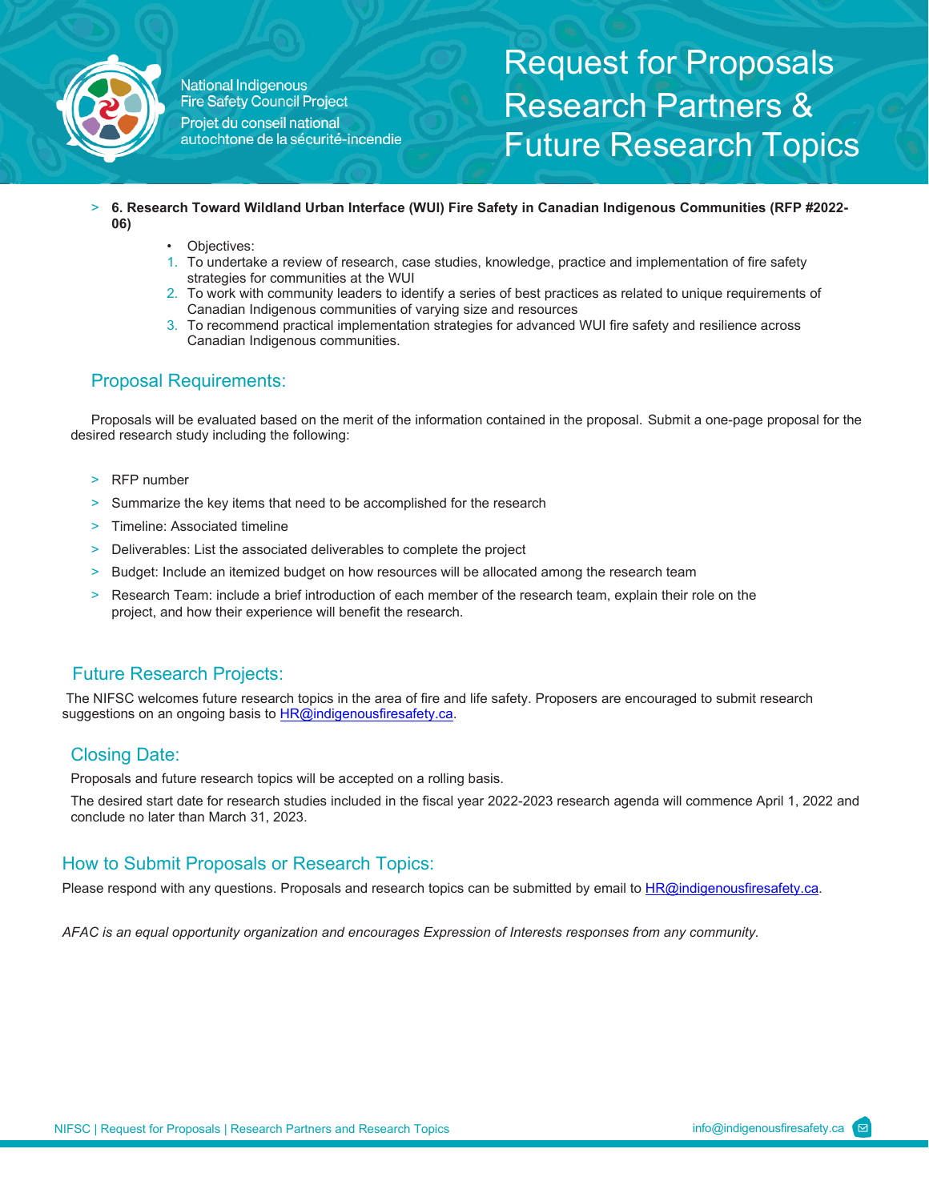- **6. Research Toward Wildland Urban Interface (WUI) Fire Safety in Canadian Indigenous Communities (RFP #2022-06)**
  - Objectives:
    1. To undertake a review of research, case studies, knowledge, practice and implementation of fire safety strategies for communities at the WUI
    2. To work with community leaders to identify a series of best practices as related to unique requirements of Canadian Indigenous communities of varying size and resources
    3. To recommend practical implementation strategies for advanced WUI fire safety and resilience across Canadian Indigenous communities.

## Proposal Requirements:

Proposals will be evaluated based on the merit of the information contained in the proposal. Submit a one-page proposal for the desired research study including the following:

- RFP number
- Summarize the key items that need to be accomplished for the research
- Timeline: Associated timeline
- Deliverables: List the associated deliverables to complete the project
- Budget: Include an itemized budget on how resources will be allocated among the research team
- Research Team: include a brief introduction of each member of the research team, explain their role on the project, and how their experience will benefit the research.

## Future Research Projects:

The NIFSC welcomes future research topics in the area of fire and life safety. Proposers are encouraged to submit research suggestions on an ongoing basis to HR@indigenousfiresafety.ca.

## Closing Date:

Proposals and future research topics will be accepted on a rolling basis.

The desired start date for research studies included in the fiscal year 2022-2023 research agenda will commence April 1, 2022 and conclude no later than March 31, 2023.

## How to Submit Proposals or Research Topics:

Please respond with any questions. Proposals and research topics can be submitted by email to HR@indigenousfiresafety.ca.

*AFAC is an equal opportunity organization and encourages Expression of Interests responses from any community.*